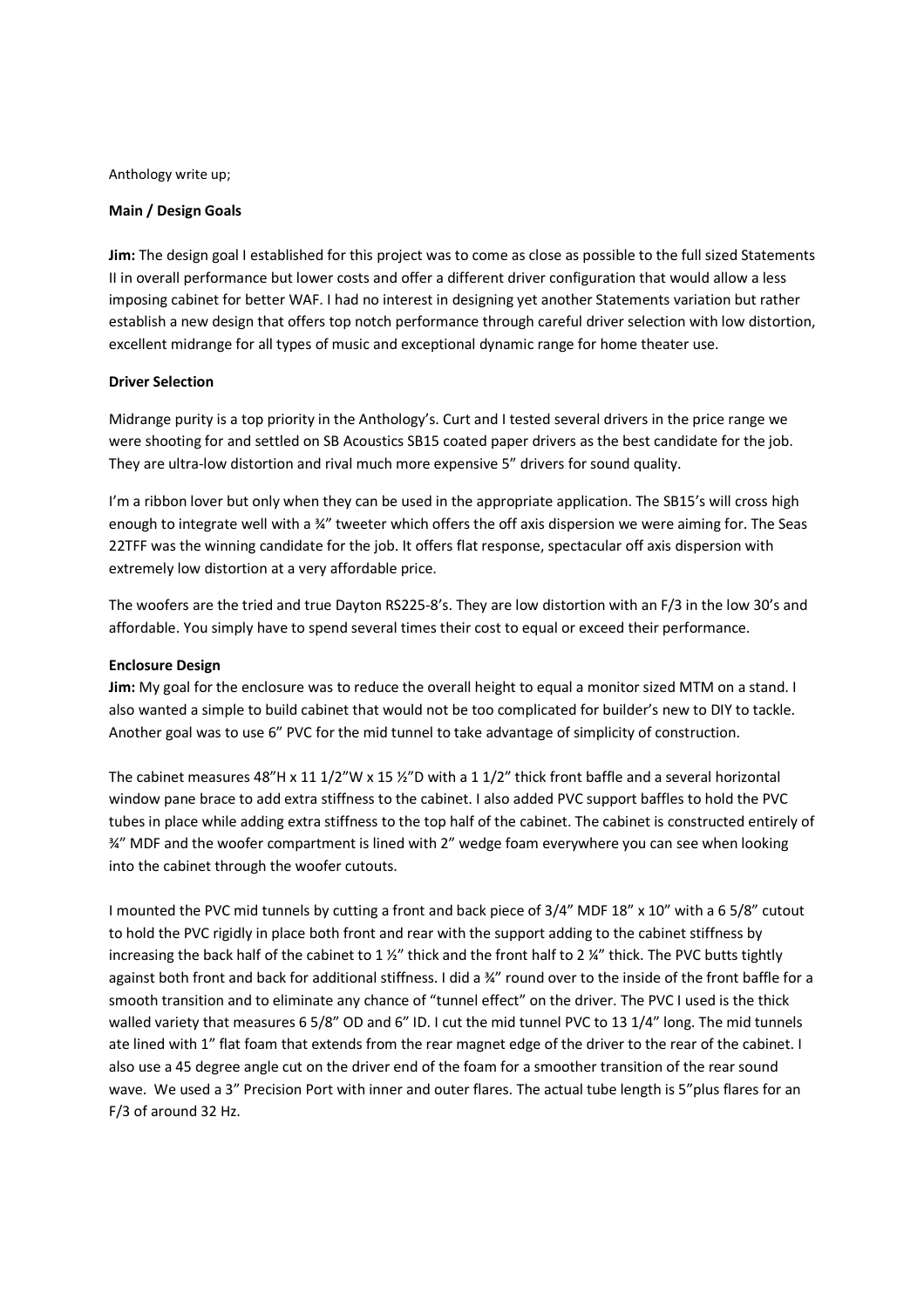Anthology write up;

**Main / Design Goals**

**Jim:** The design goal I established for this project was to come as close as possible to the full sized Statements II in overall performance but lower costs and offer a different driver configuration that would allow a less imposing cabinet for better WAF. I had no interest in designing yet another Statements variation but rather establish a new design that offers top notch performance through careful driver selection with low distortion, excellent midrange for all types of music and exceptional dynamic range for home theater use.

**Driver Selection**

Midrange purity is a top priority in the Anthology's. Curt and I tested several drivers in the price range we were shooting for and settled on SB Acoustics SB15 coated paper drivers as the best candidate for the job. They are ultra-low distortion and rival much more expensive 5" drivers for sound quality.

I'm a ribbon lover but only when they can be used in the appropriate application. The SB15's will cross high enough to integrate well with a ¾" tweeter which offers the off axis dispersion we were aiming for. The Seas 22TFF was the winning candidate for the job. It offers flat response, spectacular off axis dispersion with extremely low distortion at a very affordable price.

The woofers are the tried and true Dayton RS225-8's. They are low distortion with an F/3 in the low 30's and affordable. You simply have to spend several times their cost to equal or exceed their performance.

**Enclosure Design**

**Jim:** My goal for the enclosure was to reduce the overall height to equal a monitor sized MTM on a stand. I also wanted a simple to build cabinet that would not be too complicated for builder's new to DIY to tackle. Another goal was to use 6" PVC for the mid tunnel to take advantage of simplicity of construction.

The cabinet measures 48"H x 11 1/2"W x 15 ½"D with a 1 1/2" thick front baffle and a several horizontal window pane brace to add extra stiffness to the cabinet. I also added PVC support baffles to hold the PVC tubes in place while adding extra stiffness to the top half of the cabinet. The cabinet is constructed entirely of ¾" MDF and the woofer compartment is lined with 2" wedge foam everywhere you can see when looking into the cabinet through the woofer cutouts.

I mounted the PVC mid tunnels by cutting a front and back piece of 3/4" MDF 18" x 10" with a 6 5/8" cutout to hold the PVC rigidly in place both front and rear with the support adding to the cabinet stiffness by increasing the back half of the cabinet to 1 ½" thick and the front half to 2 ¼" thick. The PVC butts tightly against both front and back for additional stiffness. I did a ¾" round over to the inside of the front baffle for a smooth transition and to eliminate any chance of "tunnel effect" on the driver. The PVC I used is the thick walled variety that measures 6 5/8" OD and 6" ID. I cut the mid tunnel PVC to 13 1/4" long. The mid tunnels ate lined with 1" flat foam that extends from the rear magnet edge of the driver to the rear of the cabinet. I also use a 45 degree angle cut on the driver end of the foam for a smoother transition of the rear sound wave. We used a 3" Precision Port with inner and outer flares. The actual tube length is 5"plus flares for an F/3 of around 32 Hz.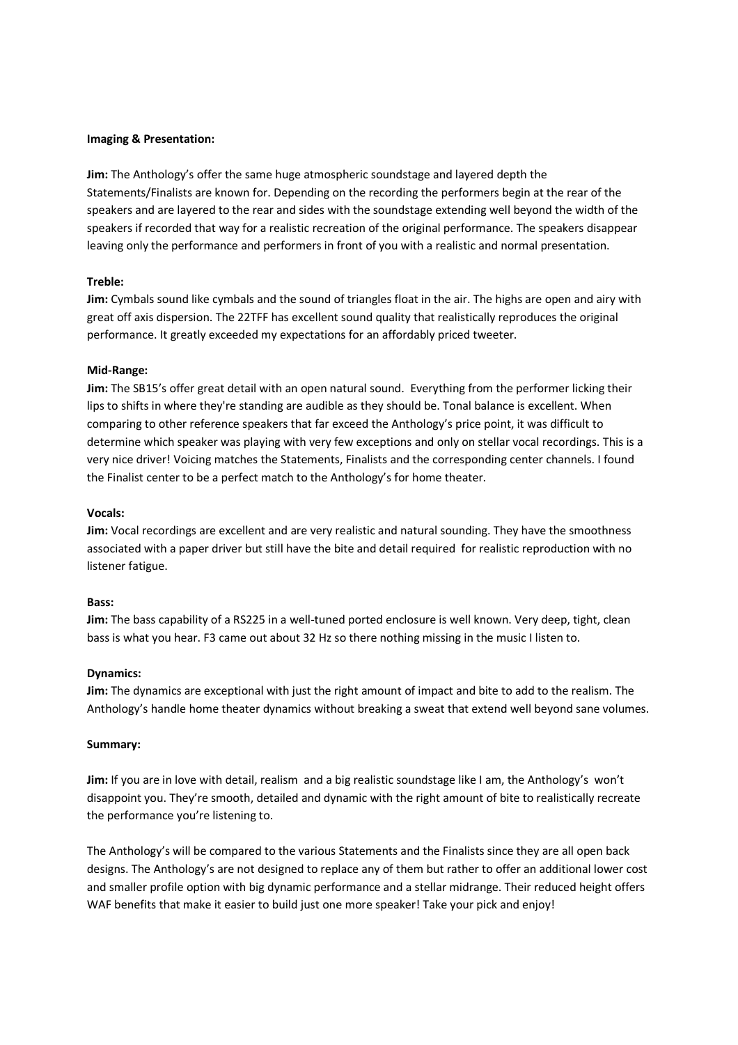**Imaging & Presentation:**

**Jim:** The Anthology's offer the same huge atmospheric soundstage and layered depth the Statements/Finalists are known for. Depending on the recording the performers begin at the rear of the speakers and are layered to the rear and sides with the soundstage extending well beyond the width of the speakers if recorded that way for a realistic recreation of the original performance. The speakers disappear leaving only the performance and performers in front of you with a realistic and normal presentation.

**Treble:**

**Jim:** Cymbals sound like cymbals and the sound of triangles float in the air. The highs are open and airy with great off axis dispersion. The 22TFF has excellent sound quality that realistically reproduces the original performance. It greatly exceeded my expectations for an affordably priced tweeter.

**Mid-Range:**

**Jim:** The SB15's offer great detail with an open natural sound. Everything from the performer licking their lips to shifts in where they're standing are audible as they should be. Tonal balance is excellent. When comparing to other reference speakers that far exceed the Anthology's price point, it was difficult to determine which speaker was playing with very few exceptions and only on stellar vocal recordings. This is a very nice driver! Voicing matches the Statements, Finalists and the corresponding center channels. I found the Finalist center to be a perfect match to the Anthology's for home theater.

**Vocals:**

**Jim:** Vocal recordings are excellent and are very realistic and natural sounding. They have the smoothness associated with a paper driver but still have the bite and detail required for realistic reproduction with no listener fatigue.

**Bass:**

**Jim:** The bass capability of a RS225 in a well-tuned ported enclosure is well known. Very deep, tight, clean bass is what you hear. F3 came out about 32 Hz so there nothing missing in the music I listen to.

**Dynamics:**

**Jim:** The dynamics are exceptional with just the right amount of impact and bite to add to the realism. The Anthology's handle home theater dynamics without breaking a sweat that extend well beyond sane volumes.

**Summary:**

**Jim:** If you are in love with detail, realism and a big realistic soundstage like I am, the Anthology's won't disappoint you. They're smooth, detailed and dynamic with the right amount of bite to realistically recreate the performance you're listening to.

The Anthology's will be compared to the various Statements and the Finalists since they are all open back designs. The Anthology's are not designed to replace any of them but rather to offer an additional lower cost and smaller profile option with big dynamic performance and a stellar midrange. Their reduced height offers WAF benefits that make it easier to build just one more speaker! Take your pick and enjoy!